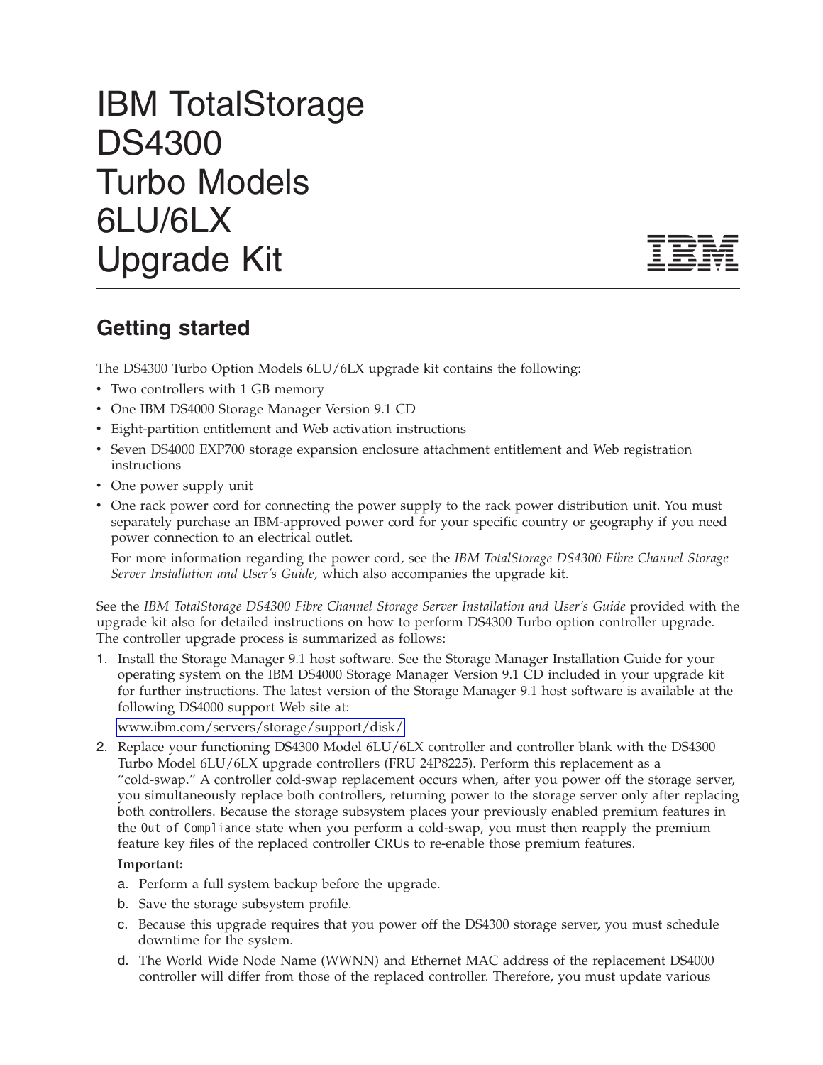# IBM TotalStorage DS4300 Turbo Models 6LU/6LX Upgrade Kit

## Getting started

The DS4300 Turbo Option Models 6LU/6LX upgrade kit contains the following:

- Two controllers with 1 GB memory
- One IBM DS4000 Storage Manager Version 9.1 CD
- Eight-partition entitlement and Web activation instructions
- Seven DS4000 EXP700 storage expansion enclosure attachment entitlement and Web registration instructions
- One power supply unit
- One rack power cord for connecting the power supply to the rack power distribution unit. You must separately purchase an IBM-approved power cord for your specific country or geography if you need power connection to an electrical outlet.

  For more information regarding the power cord, see the *IBM TotalStorage DS4300 Fibre Channel Storage Server Installation and User's Guide*, which also accompanies the upgrade kit.

See the *IBM TotalStorage DS4300 Fibre Channel Storage Server Installation and User's Guide* provided with the upgrade kit also for detailed instructions on how to perform DS4300 Turbo option controller upgrade. The controller upgrade process is summarized as follows:

1. Install the Storage Manager 9.1 host software. See the Storage Manager Installation Guide for your operating system on the IBM DS4000 Storage Manager Version 9.1 CD included in your upgrade kit for further instructions. The latest version of the Storage Manager 9.1 host software is available at the following DS4000 support Web site at:

   www.ibm.com/servers/storage/support/disk/

2. Replace your functioning DS4300 Model 6LU/6LX controller and controller blank with the DS4300 Turbo Model 6LU/6LX upgrade controllers (FRU 24P8225). Perform this replacement as a "cold-swap." A controller cold-swap replacement occurs when, after you power off the storage server, you simultaneously replace both controllers, returning power to the storage server only after replacing both controllers. Because the storage subsystem places your previously enabled premium features in the `Out of Compliance` state when you perform a cold-swap, you must then reapply the premium feature key files of the replaced controller CRUs to re-enable those premium features.

   **Important:**

   a. Perform a full system backup before the upgrade.
   b. Save the storage subsystem profile.
   c. Because this upgrade requires that you power off the DS4300 storage server, you must schedule downtime for the system.
   d. The World Wide Node Name (WWNN) and Ethernet MAC address of the replacement DS4000 controller will differ from those of the replaced controller. Therefore, you must update various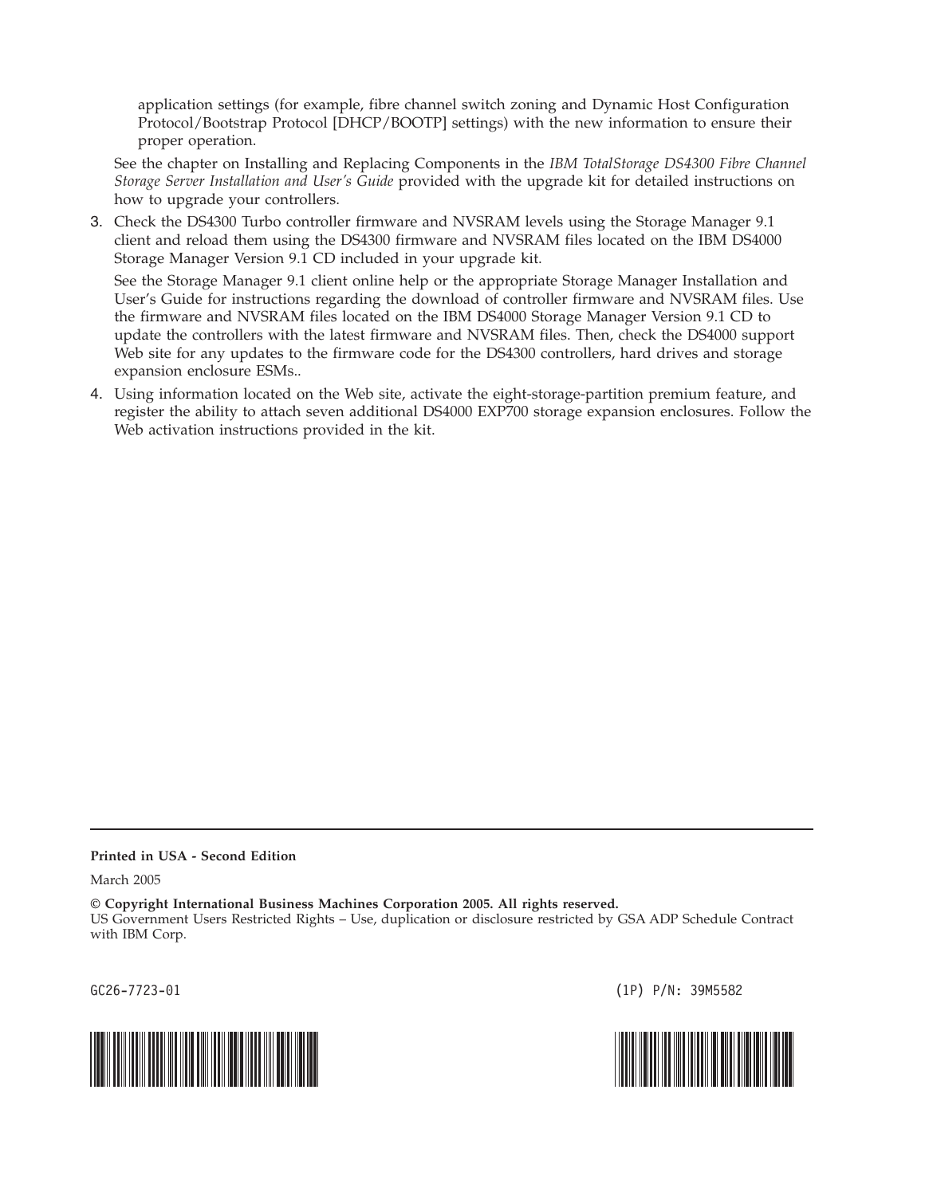application settings (for example, fibre channel switch zoning and Dynamic Host Configuration Protocol/Bootstrap Protocol [DHCP/BOOTP] settings) with the new information to ensure their proper operation.

See the chapter on Installing and Replacing Components in the *IBM TotalStorage DS4300 Fibre Channel Storage Server Installation and User's Guide* provided with the upgrade kit for detailed instructions on how to upgrade your controllers.

3. Check the DS4300 Turbo controller firmware and NVSRAM levels using the Storage Manager 9.1 client and reload them using the DS4300 firmware and NVSRAM files located on the IBM DS4000 Storage Manager Version 9.1 CD included in your upgrade kit.

   See the Storage Manager 9.1 client online help or the appropriate Storage Manager Installation and User's Guide for instructions regarding the download of controller firmware and NVSRAM files. Use the firmware and NVSRAM files located on the IBM DS4000 Storage Manager Version 9.1 CD to update the controllers with the latest firmware and NVSRAM files. Then, check the DS4000 support Web site for any updates to the firmware code for the DS4300 controllers, hard drives and storage expansion enclosure ESMs..

4. Using information located on the Web site, activate the eight-storage-partition premium feature, and register the ability to attach seven additional DS4000 EXP700 storage expansion enclosures. Follow the Web activation instructions provided in the kit.

---

**Printed in USA - Second Edition**

March 2005

**© Copyright International Business Machines Corporation 2005. All rights reserved.**
US Government Users Restricted Rights – Use, duplication or disclosure restricted by GSA ADP Schedule Contract with IBM Corp.

GC26-7723-01

(1P) P/N: 39M5582